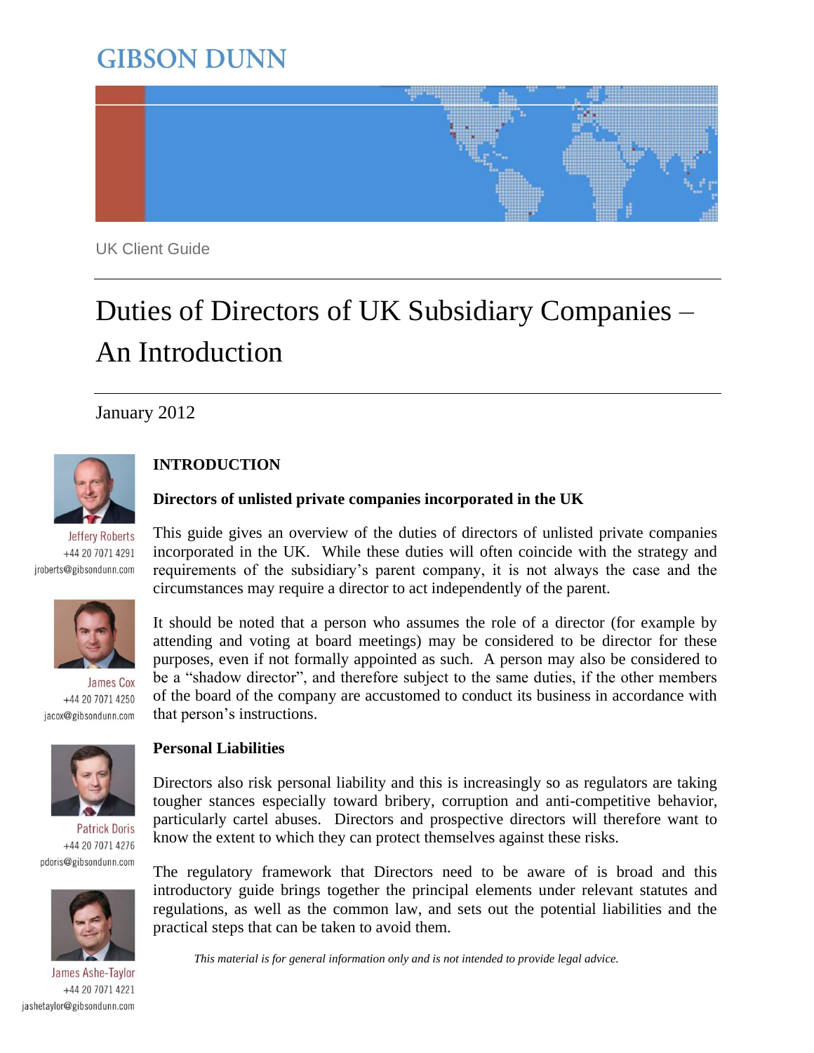GIBSON DUNN

UK Client Guide

# Duties of Directors of UK Subsidiary Companies – An Introduction

January 2012

Jeffery Roberts
+44 20 7071 4291
jroberts@gibsondunn.com

James Cox
+44 20 7071 4250
jacox@gibsondunn.com

Patrick Doris
+44 20 7071 4276
pdoris@gibsondunn.com

James Ashe-Taylor
+44 20 7071 4221
jashetaylor@gibsondunn.com

## INTRODUCTION

### Directors of unlisted private companies incorporated in the UK

This guide gives an overview of the duties of directors of unlisted private companies incorporated in the UK. While these duties will often coincide with the strategy and requirements of the subsidiary's parent company, it is not always the case and the circumstances may require a director to act independently of the parent.

It should be noted that a person who assumes the role of a director (for example by attending and voting at board meetings) may be considered to be director for these purposes, even if not formally appointed as such. A person may also be considered to be a "shadow director", and therefore subject to the same duties, if the other members of the board of the company are accustomed to conduct its business in accordance with that person's instructions.

### Personal Liabilities

Directors also risk personal liability and this is increasingly so as regulators are taking tougher stances especially toward bribery, corruption and anti-competitive behavior, particularly cartel abuses. Directors and prospective directors will therefore want to know the extent to which they can protect themselves against these risks.

The regulatory framework that Directors need to be aware of is broad and this introductory guide brings together the principal elements under relevant statutes and regulations, as well as the common law, and sets out the potential liabilities and the practical steps that can be taken to avoid them.

*This material is for general information only and is not intended to provide legal advice.*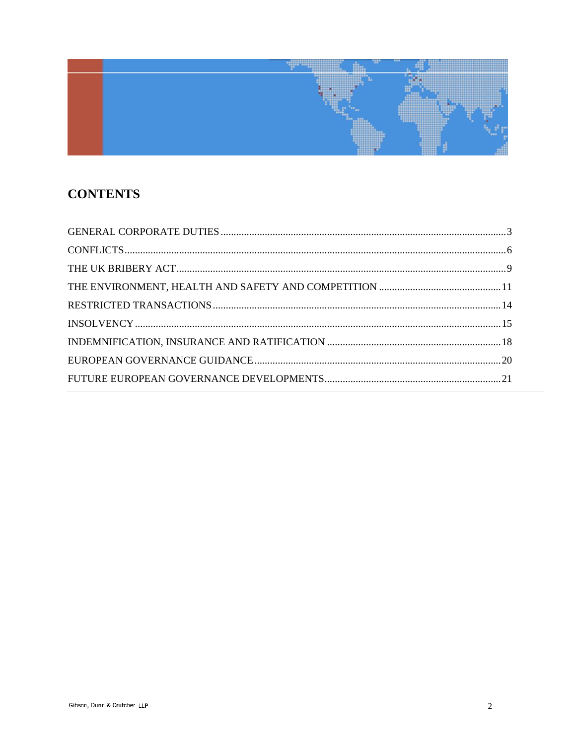# CONTENTS

GENERAL CORPORATE DUTIES .......... 3

CONFLICTS .......... 6

THE UK BRIBERY ACT .......... 9

THE ENVIRONMENT, HEALTH AND SAFETY AND COMPETITION .......... 11

RESTRICTED TRANSACTIONS .......... 14

INSOLVENCY .......... 15

INDEMNIFICATION, INSURANCE AND RATIFICATION .......... 18

EUROPEAN GOVERNANCE GUIDANCE .......... 20

FUTURE EUROPEAN GOVERNANCE DEVELOPMENTS .......... 21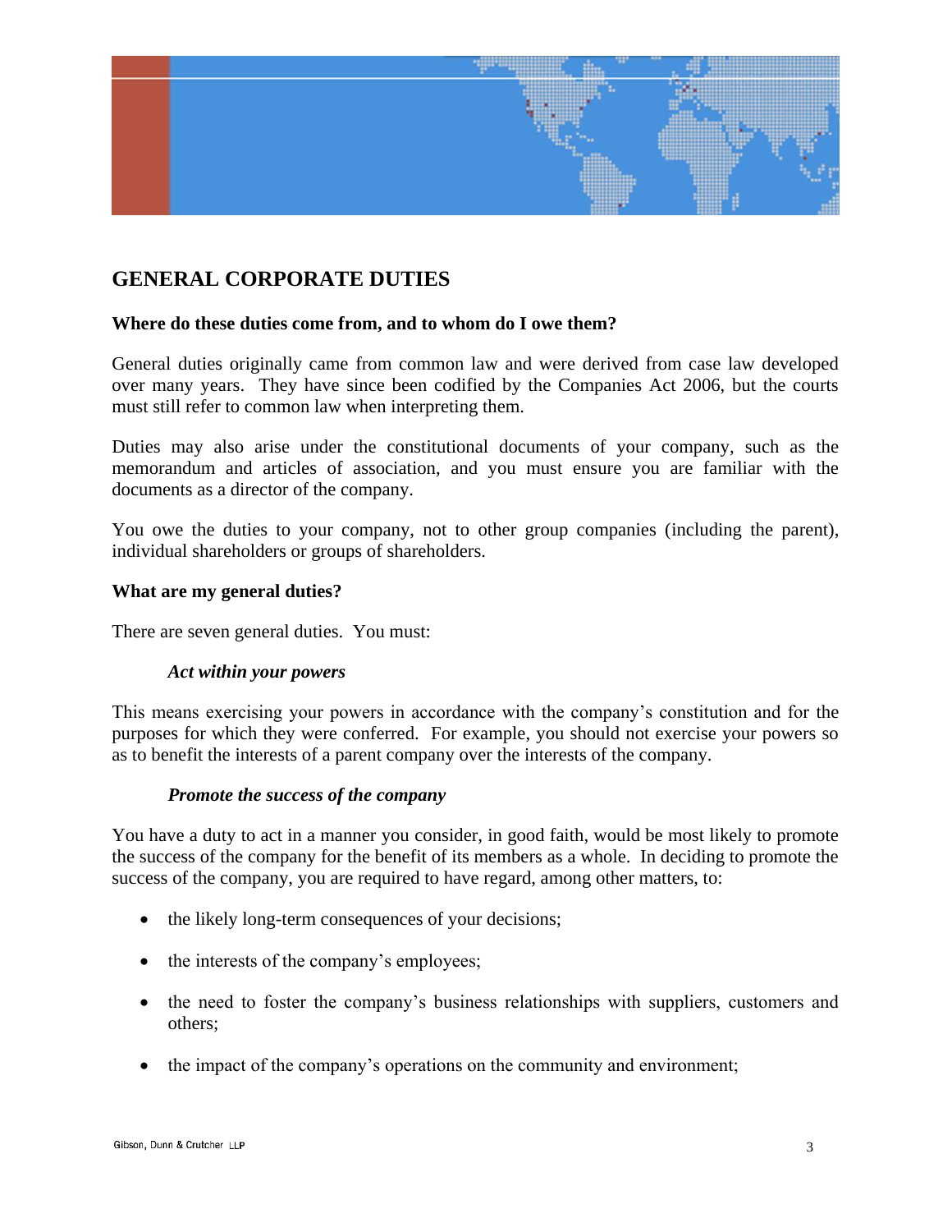## GENERAL CORPORATE DUTIES

**Where do these duties come from, and to whom do I owe them?**

General duties originally came from common law and were derived from case law developed over many years. They have since been codified by the Companies Act 2006, but the courts must still refer to common law when interpreting them.

Duties may also arise under the constitutional documents of your company, such as the memorandum and articles of association, and you must ensure you are familiar with the documents as a director of the company.

You owe the duties to your company, not to other group companies (including the parent), individual shareholders or groups of shareholders.

**What are my general duties?**

There are seven general duties. You must:

***Act within your powers***

This means exercising your powers in accordance with the company's constitution and for the purposes for which they were conferred. For example, you should not exercise your powers so as to benefit the interests of a parent company over the interests of the company.

***Promote the success of the company***

You have a duty to act in a manner you consider, in good faith, would be most likely to promote the success of the company for the benefit of its members as a whole. In deciding to promote the success of the company, you are required to have regard, among other matters, to:

- the likely long-term consequences of your decisions;
- the interests of the company's employees;
- the need to foster the company's business relationships with suppliers, customers and others;
- the impact of the company's operations on the community and environment;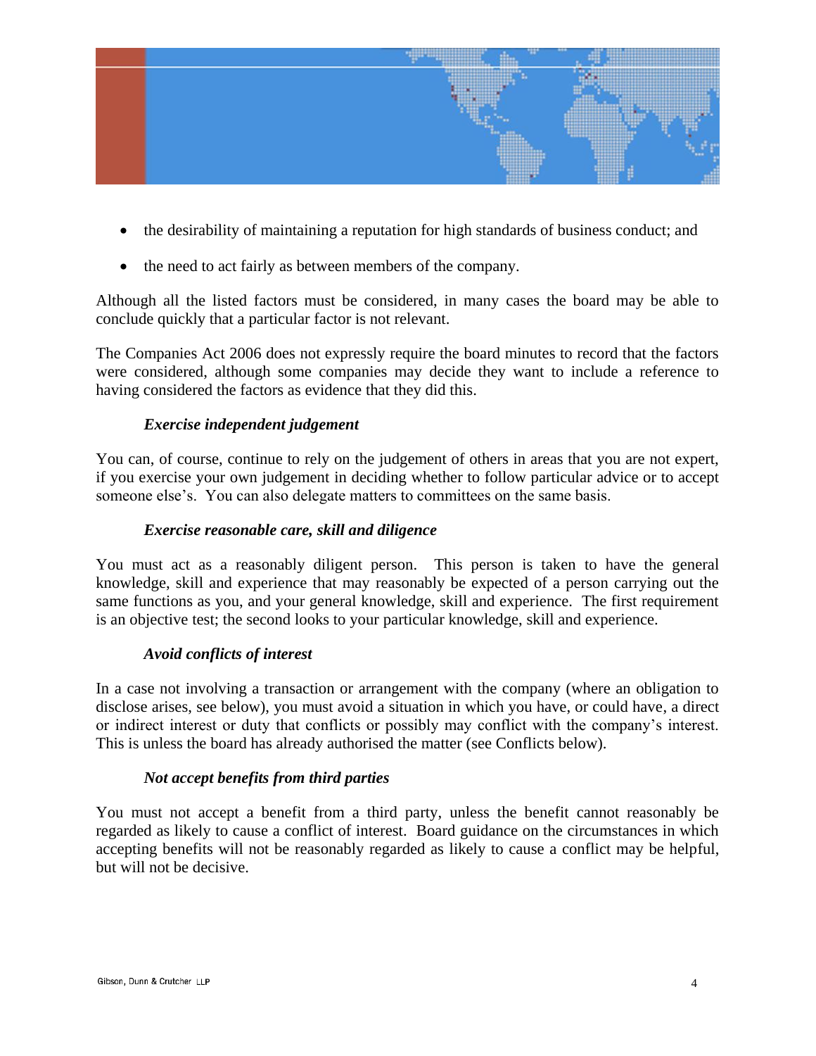- the desirability of maintaining a reputation for high standards of business conduct; and
- the need to act fairly as between members of the company.

Although all the listed factors must be considered, in many cases the board may be able to conclude quickly that a particular factor is not relevant.

The Companies Act 2006 does not expressly require the board minutes to record that the factors were considered, although some companies may decide they want to include a reference to having considered the factors as evidence that they did this.

***Exercise independent judgement***

You can, of course, continue to rely on the judgement of others in areas that you are not expert, if you exercise your own judgement in deciding whether to follow particular advice or to accept someone else's. You can also delegate matters to committees on the same basis.

***Exercise reasonable care, skill and diligence***

You must act as a reasonably diligent person. This person is taken to have the general knowledge, skill and experience that may reasonably be expected of a person carrying out the same functions as you, and your general knowledge, skill and experience. The first requirement is an objective test; the second looks to your particular knowledge, skill and experience.

***Avoid conflicts of interest***

In a case not involving a transaction or arrangement with the company (where an obligation to disclose arises, see below), you must avoid a situation in which you have, or could have, a direct or indirect interest or duty that conflicts or possibly may conflict with the company's interest. This is unless the board has already authorised the matter (see Conflicts below).

***Not accept benefits from third parties***

You must not accept a benefit from a third party, unless the benefit cannot reasonably be regarded as likely to cause a conflict of interest. Board guidance on the circumstances in which accepting benefits will not be reasonably regarded as likely to cause a conflict may be helpful, but will not be decisive.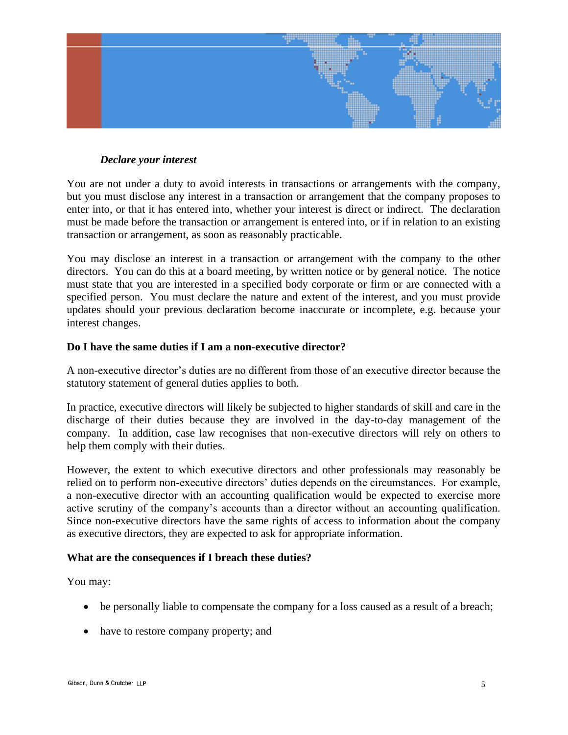***Declare your interest***

You are not under a duty to avoid interests in transactions or arrangements with the company, but you must disclose any interest in a transaction or arrangement that the company proposes to enter into, or that it has entered into, whether your interest is direct or indirect. The declaration must be made before the transaction or arrangement is entered into, or if in relation to an existing transaction or arrangement, as soon as reasonably practicable.

You may disclose an interest in a transaction or arrangement with the company to the other directors. You can do this at a board meeting, by written notice or by general notice. The notice must state that you are interested in a specified body corporate or firm or are connected with a specified person. You must declare the nature and extent of the interest, and you must provide updates should your previous declaration become inaccurate or incomplete, e.g. because your interest changes.

**Do I have the same duties if I am a non-executive director?**

A non-executive director's duties are no different from those of an executive director because the statutory statement of general duties applies to both.

In practice, executive directors will likely be subjected to higher standards of skill and care in the discharge of their duties because they are involved in the day-to-day management of the company. In addition, case law recognises that non-executive directors will rely on others to help them comply with their duties.

However, the extent to which executive directors and other professionals may reasonably be relied on to perform non-executive directors' duties depends on the circumstances. For example, a non-executive director with an accounting qualification would be expected to exercise more active scrutiny of the company's accounts than a director without an accounting qualification. Since non-executive directors have the same rights of access to information about the company as executive directors, they are expected to ask for appropriate information.

**What are the consequences if I breach these duties?**

You may:

- be personally liable to compensate the company for a loss caused as a result of a breach;
- have to restore company property; and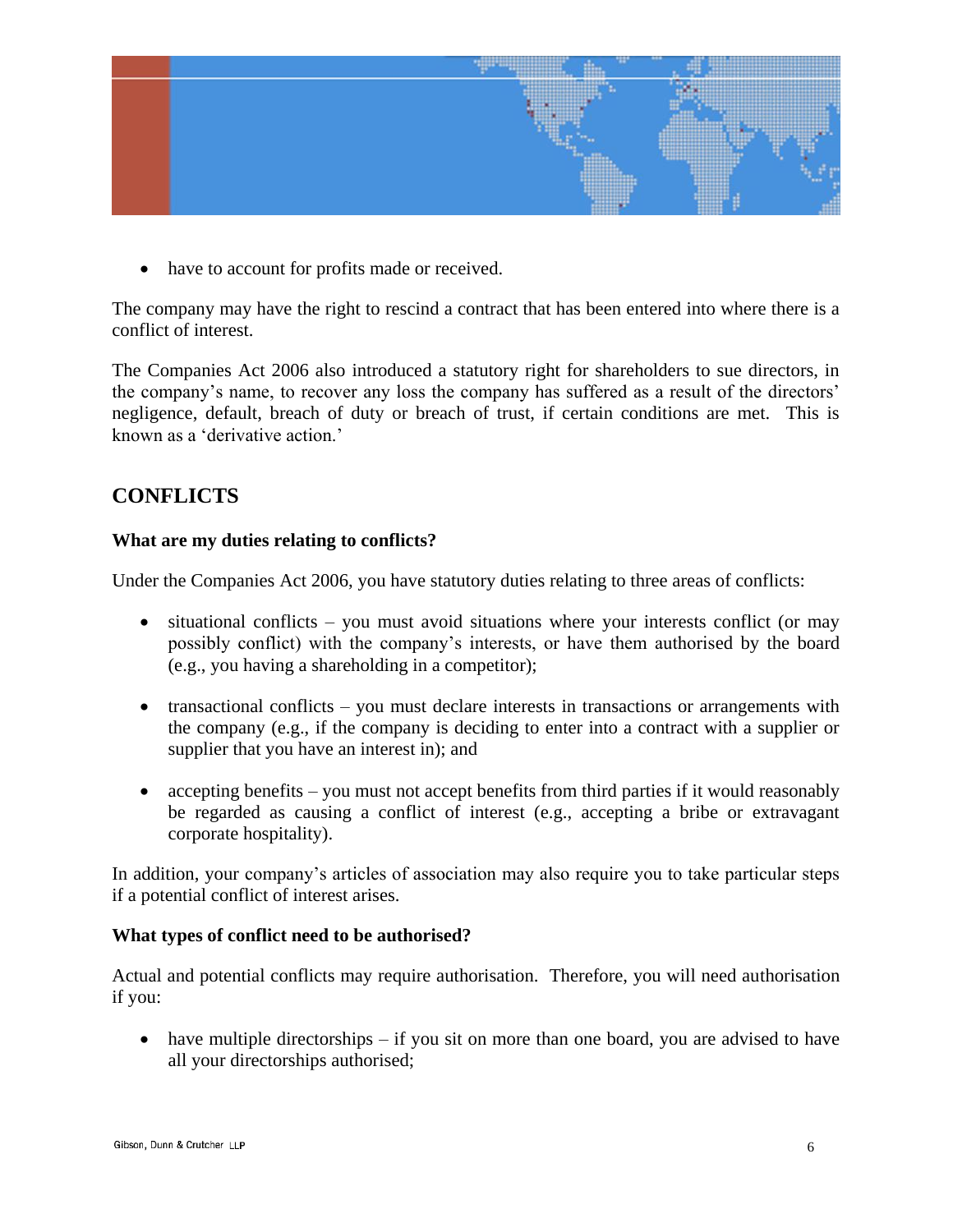- have to account for profits made or received.

The company may have the right to rescind a contract that has been entered into where there is a conflict of interest.

The Companies Act 2006 also introduced a statutory right for shareholders to sue directors, in the company's name, to recover any loss the company has suffered as a result of the directors' negligence, default, breach of duty or breach of trust, if certain conditions are met. This is known as a 'derivative action.'

## CONFLICTS

### What are my duties relating to conflicts?

Under the Companies Act 2006, you have statutory duties relating to three areas of conflicts:

- situational conflicts – you must avoid situations where your interests conflict (or may possibly conflict) with the company's interests, or have them authorised by the board (e.g., you having a shareholding in a competitor);
- transactional conflicts – you must declare interests in transactions or arrangements with the company (e.g., if the company is deciding to enter into a contract with a supplier or supplier that you have an interest in); and
- accepting benefits – you must not accept benefits from third parties if it would reasonably be regarded as causing a conflict of interest (e.g., accepting a bribe or extravagant corporate hospitality).

In addition, your company's articles of association may also require you to take particular steps if a potential conflict of interest arises.

### What types of conflict need to be authorised?

Actual and potential conflicts may require authorisation. Therefore, you will need authorisation if you:

- have multiple directorships – if you sit on more than one board, you are advised to have all your directorships authorised;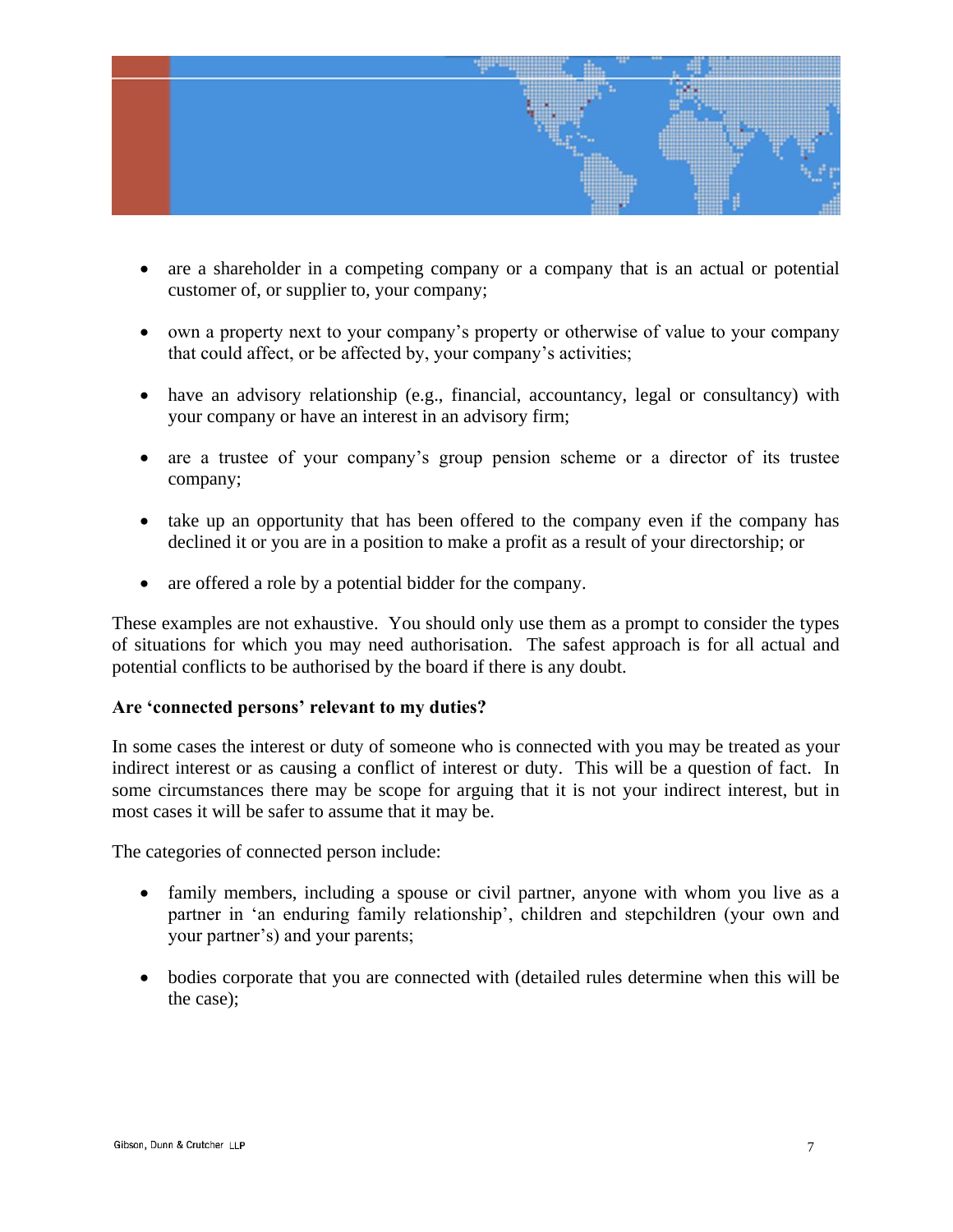- are a shareholder in a competing company or a company that is an actual or potential customer of, or supplier to, your company;

- own a property next to your company's property or otherwise of value to your company that could affect, or be affected by, your company's activities;

- have an advisory relationship (e.g., financial, accountancy, legal or consultancy) with your company or have an interest in an advisory firm;

- are a trustee of your company's group pension scheme or a director of its trustee company;

- take up an opportunity that has been offered to the company even if the company has declined it or you are in a position to make a profit as a result of your directorship; or

- are offered a role by a potential bidder for the company.

These examples are not exhaustive. You should only use them as a prompt to consider the types of situations for which you may need authorisation. The safest approach is for all actual and potential conflicts to be authorised by the board if there is any doubt.

**Are 'connected persons' relevant to my duties?**

In some cases the interest or duty of someone who is connected with you may be treated as your indirect interest or as causing a conflict of interest or duty. This will be a question of fact. In some circumstances there may be scope for arguing that it is not your indirect interest, but in most cases it will be safer to assume that it may be.

The categories of connected person include:

- family members, including a spouse or civil partner, anyone with whom you live as a partner in 'an enduring family relationship', children and stepchildren (your own and your partner's) and your parents;

- bodies corporate that you are connected with (detailed rules determine when this will be the case);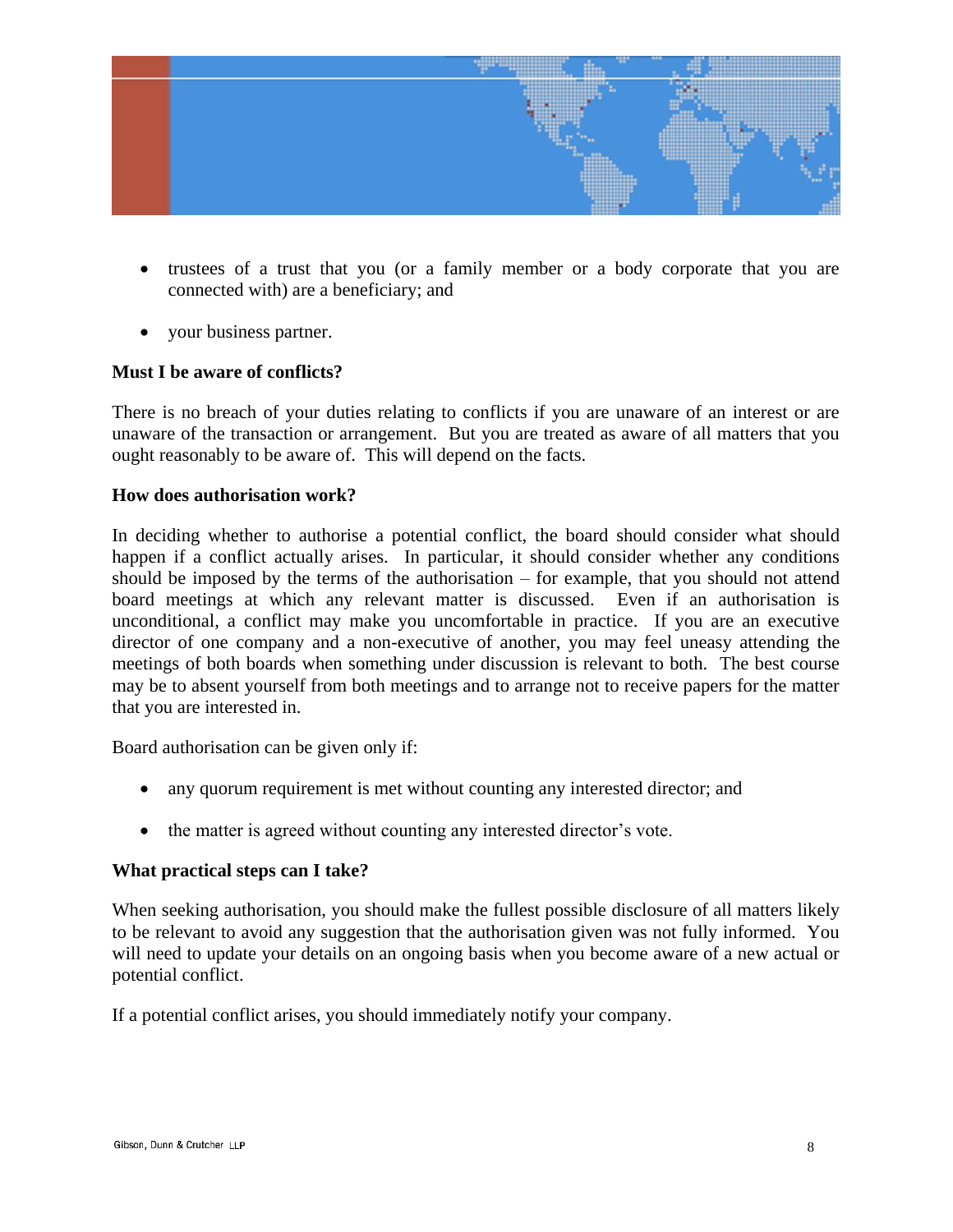- trustees of a trust that you (or a family member or a body corporate that you are connected with) are a beneficiary; and
- your business partner.

**Must I be aware of conflicts?**

There is no breach of your duties relating to conflicts if you are unaware of an interest or are unaware of the transaction or arrangement. But you are treated as aware of all matters that you ought reasonably to be aware of. This will depend on the facts.

**How does authorisation work?**

In deciding whether to authorise a potential conflict, the board should consider what should happen if a conflict actually arises. In particular, it should consider whether any conditions should be imposed by the terms of the authorisation – for example, that you should not attend board meetings at which any relevant matter is discussed. Even if an authorisation is unconditional, a conflict may make you uncomfortable in practice. If you are an executive director of one company and a non-executive of another, you may feel uneasy attending the meetings of both boards when something under discussion is relevant to both. The best course may be to absent yourself from both meetings and to arrange not to receive papers for the matter that you are interested in.

Board authorisation can be given only if:

- any quorum requirement is met without counting any interested director; and
- the matter is agreed without counting any interested director's vote.

**What practical steps can I take?**

When seeking authorisation, you should make the fullest possible disclosure of all matters likely to be relevant to avoid any suggestion that the authorisation given was not fully informed. You will need to update your details on an ongoing basis when you become aware of a new actual or potential conflict.

If a potential conflict arises, you should immediately notify your company.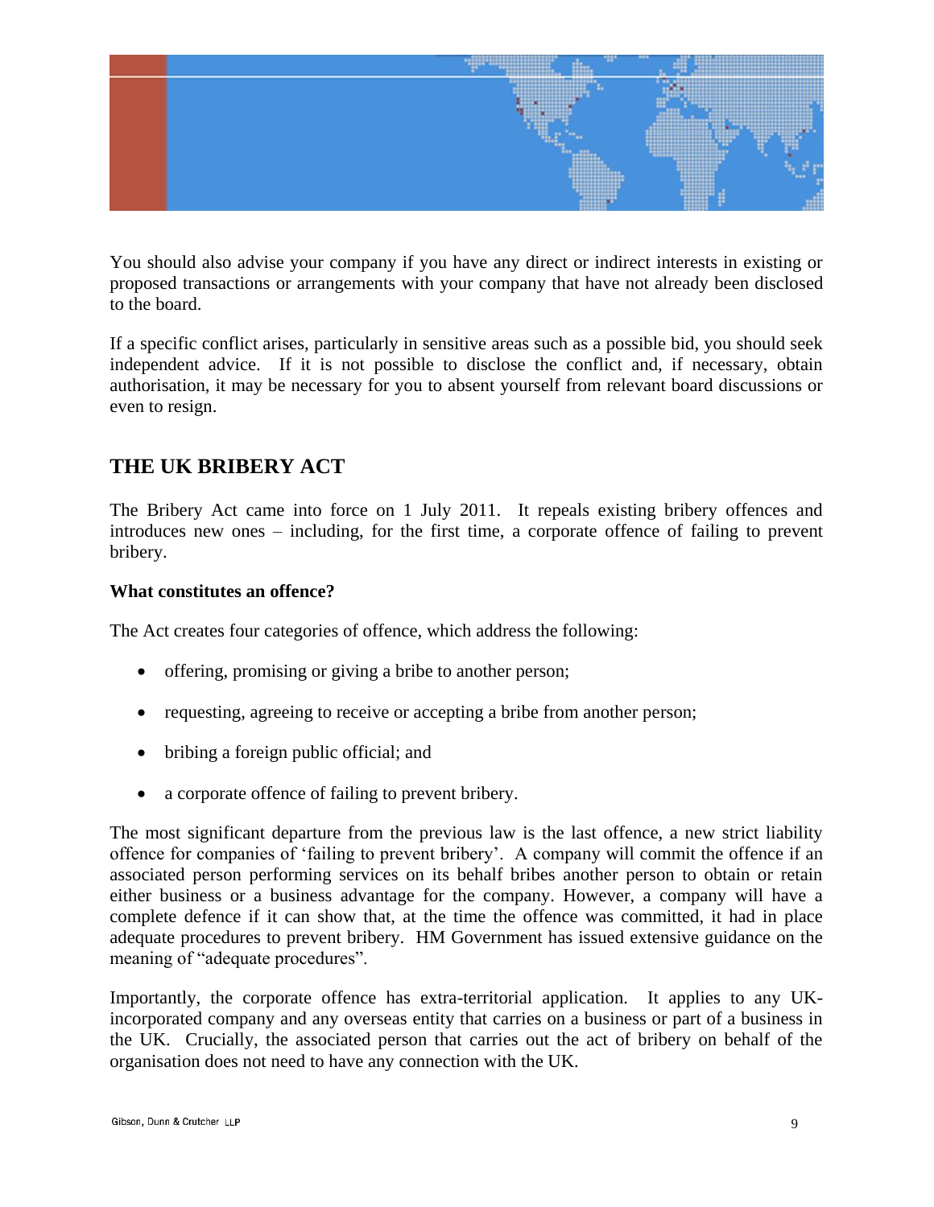You should also advise your company if you have any direct or indirect interests in existing or proposed transactions or arrangements with your company that have not already been disclosed to the board.

If a specific conflict arises, particularly in sensitive areas such as a possible bid, you should seek independent advice. If it is not possible to disclose the conflict and, if necessary, obtain authorisation, it may be necessary for you to absent yourself from relevant board discussions or even to resign.

## THE UK BRIBERY ACT

The Bribery Act came into force on 1 July 2011. It repeals existing bribery offences and introduces new ones – including, for the first time, a corporate offence of failing to prevent bribery.

**What constitutes an offence?**

The Act creates four categories of offence, which address the following:

- offering, promising or giving a bribe to another person;
- requesting, agreeing to receive or accepting a bribe from another person;
- bribing a foreign public official; and
- a corporate offence of failing to prevent bribery.

The most significant departure from the previous law is the last offence, a new strict liability offence for companies of 'failing to prevent bribery'. A company will commit the offence if an associated person performing services on its behalf bribes another person to obtain or retain either business or a business advantage for the company. However, a company will have a complete defence if it can show that, at the time the offence was committed, it had in place adequate procedures to prevent bribery. HM Government has issued extensive guidance on the meaning of "adequate procedures".

Importantly, the corporate offence has extra-territorial application. It applies to any UK-incorporated company and any overseas entity that carries on a business or part of a business in the UK. Crucially, the associated person that carries out the act of bribery on behalf of the organisation does not need to have any connection with the UK.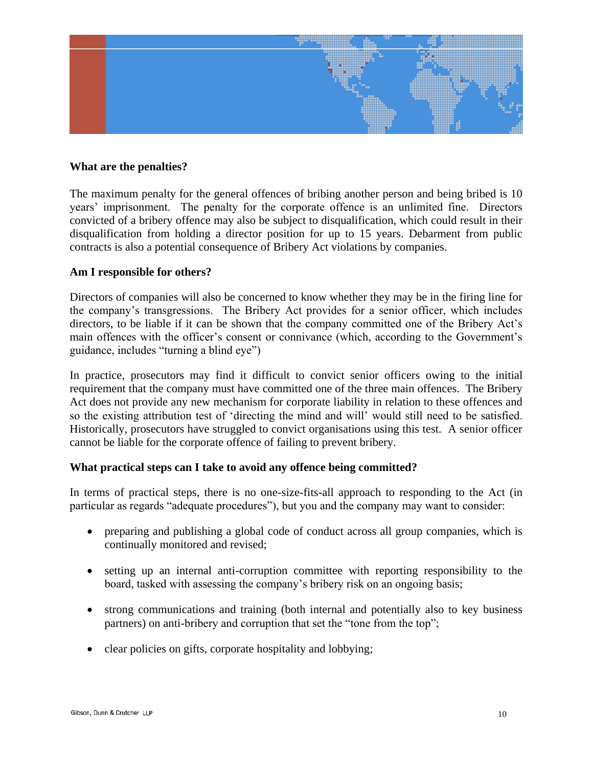**What are the penalties?**

The maximum penalty for the general offences of bribing another person and being bribed is 10 years' imprisonment. The penalty for the corporate offence is an unlimited fine. Directors convicted of a bribery offence may also be subject to disqualification, which could result in their disqualification from holding a director position for up to 15 years. Debarment from public contracts is also a potential consequence of Bribery Act violations by companies.

**Am I responsible for others?**

Directors of companies will also be concerned to know whether they may be in the firing line for the company's transgressions. The Bribery Act provides for a senior officer, which includes directors, to be liable if it can be shown that the company committed one of the Bribery Act's main offences with the officer's consent or connivance (which, according to the Government's guidance, includes "turning a blind eye")

In practice, prosecutors may find it difficult to convict senior officers owing to the initial requirement that the company must have committed one of the three main offences. The Bribery Act does not provide any new mechanism for corporate liability in relation to these offences and so the existing attribution test of 'directing the mind and will' would still need to be satisfied. Historically, prosecutors have struggled to convict organisations using this test. A senior officer cannot be liable for the corporate offence of failing to prevent bribery.

**What practical steps can I take to avoid any offence being committed?**

In terms of practical steps, there is no one-size-fits-all approach to responding to the Act (in particular as regards "adequate procedures"), but you and the company may want to consider:

- preparing and publishing a global code of conduct across all group companies, which is continually monitored and revised;
- setting up an internal anti-corruption committee with reporting responsibility to the board, tasked with assessing the company's bribery risk on an ongoing basis;
- strong communications and training (both internal and potentially also to key business partners) on anti-bribery and corruption that set the "tone from the top";
- clear policies on gifts, corporate hospitality and lobbying;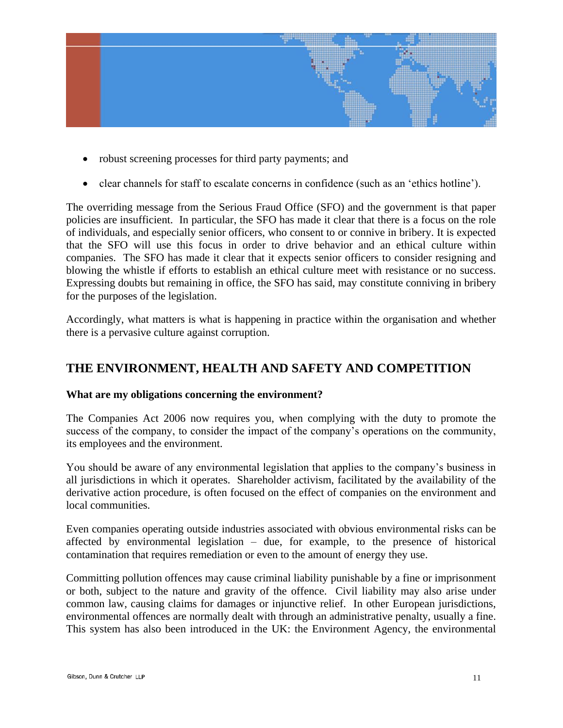- robust screening processes for third party payments; and
- clear channels for staff to escalate concerns in confidence (such as an 'ethics hotline').

The overriding message from the Serious Fraud Office (SFO) and the government is that paper policies are insufficient. In particular, the SFO has made it clear that there is a focus on the role of individuals, and especially senior officers, who consent to or connive in bribery. It is expected that the SFO will use this focus in order to drive behavior and an ethical culture within companies. The SFO has made it clear that it expects senior officers to consider resigning and blowing the whistle if efforts to establish an ethical culture meet with resistance or no success. Expressing doubts but remaining in office, the SFO has said, may constitute conniving in bribery for the purposes of the legislation.

Accordingly, what matters is what is happening in practice within the organisation and whether there is a pervasive culture against corruption.

## THE ENVIRONMENT, HEALTH AND SAFETY AND COMPETITION

**What are my obligations concerning the environment?**

The Companies Act 2006 now requires you, when complying with the duty to promote the success of the company, to consider the impact of the company's operations on the community, its employees and the environment.

You should be aware of any environmental legislation that applies to the company's business in all jurisdictions in which it operates. Shareholder activism, facilitated by the availability of the derivative action procedure, is often focused on the effect of companies on the environment and local communities.

Even companies operating outside industries associated with obvious environmental risks can be affected by environmental legislation – due, for example, to the presence of historical contamination that requires remediation or even to the amount of energy they use.

Committing pollution offences may cause criminal liability punishable by a fine or imprisonment or both, subject to the nature and gravity of the offence. Civil liability may also arise under common law, causing claims for damages or injunctive relief. In other European jurisdictions, environmental offences are normally dealt with through an administrative penalty, usually a fine. This system has also been introduced in the UK: the Environment Agency, the environmental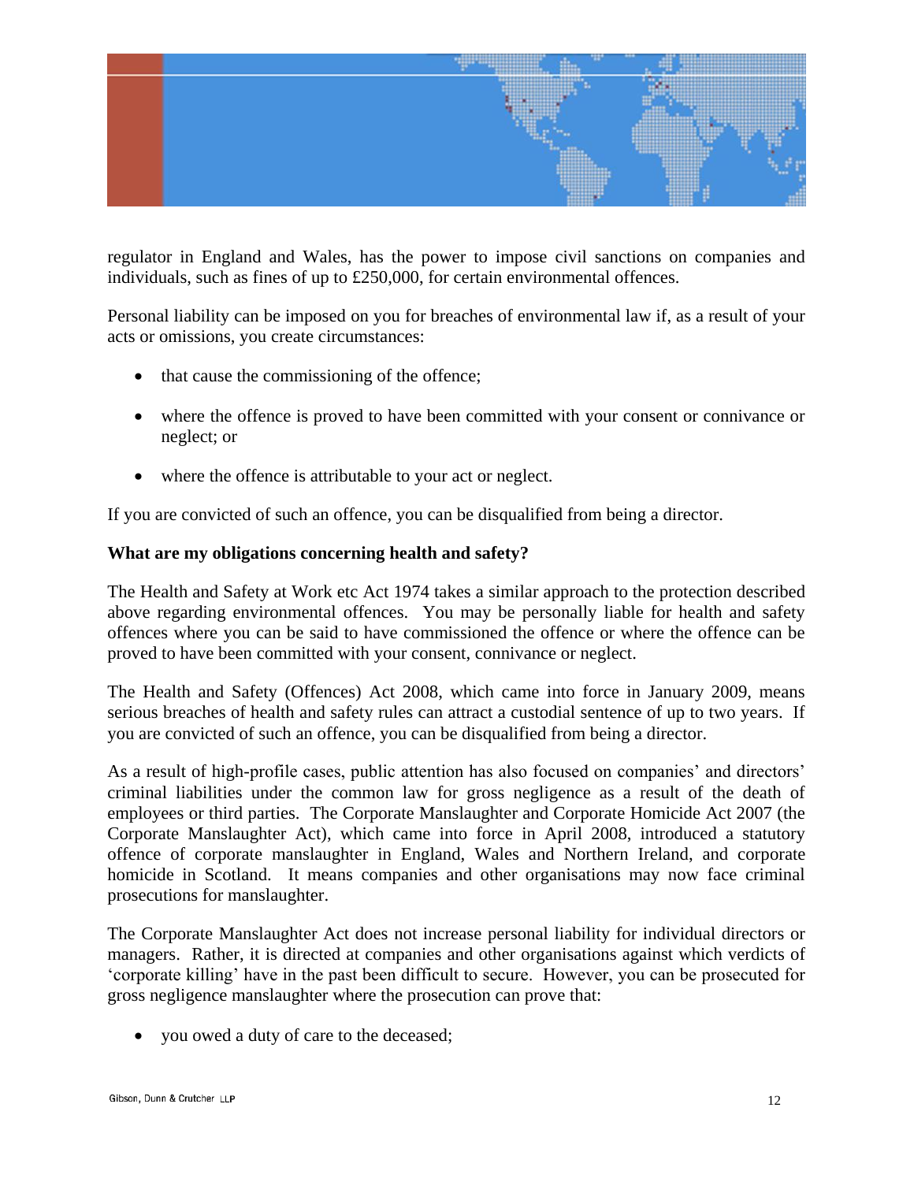regulator in England and Wales, has the power to impose civil sanctions on companies and individuals, such as fines of up to £250,000, for certain environmental offences.

Personal liability can be imposed on you for breaches of environmental law if, as a result of your acts or omissions, you create circumstances:

- that cause the commissioning of the offence;
- where the offence is proved to have been committed with your consent or connivance or neglect; or
- where the offence is attributable to your act or neglect.

If you are convicted of such an offence, you can be disqualified from being a director.

**What are my obligations concerning health and safety?**

The Health and Safety at Work etc Act 1974 takes a similar approach to the protection described above regarding environmental offences. You may be personally liable for health and safety offences where you can be said to have commissioned the offence or where the offence can be proved to have been committed with your consent, connivance or neglect.

The Health and Safety (Offences) Act 2008, which came into force in January 2009, means serious breaches of health and safety rules can attract a custodial sentence of up to two years. If you are convicted of such an offence, you can be disqualified from being a director.

As a result of high-profile cases, public attention has also focused on companies' and directors' criminal liabilities under the common law for gross negligence as a result of the death of employees or third parties. The Corporate Manslaughter and Corporate Homicide Act 2007 (the Corporate Manslaughter Act), which came into force in April 2008, introduced a statutory offence of corporate manslaughter in England, Wales and Northern Ireland, and corporate homicide in Scotland. It means companies and other organisations may now face criminal prosecutions for manslaughter.

The Corporate Manslaughter Act does not increase personal liability for individual directors or managers. Rather, it is directed at companies and other organisations against which verdicts of 'corporate killing' have in the past been difficult to secure. However, you can be prosecuted for gross negligence manslaughter where the prosecution can prove that:

- you owed a duty of care to the deceased;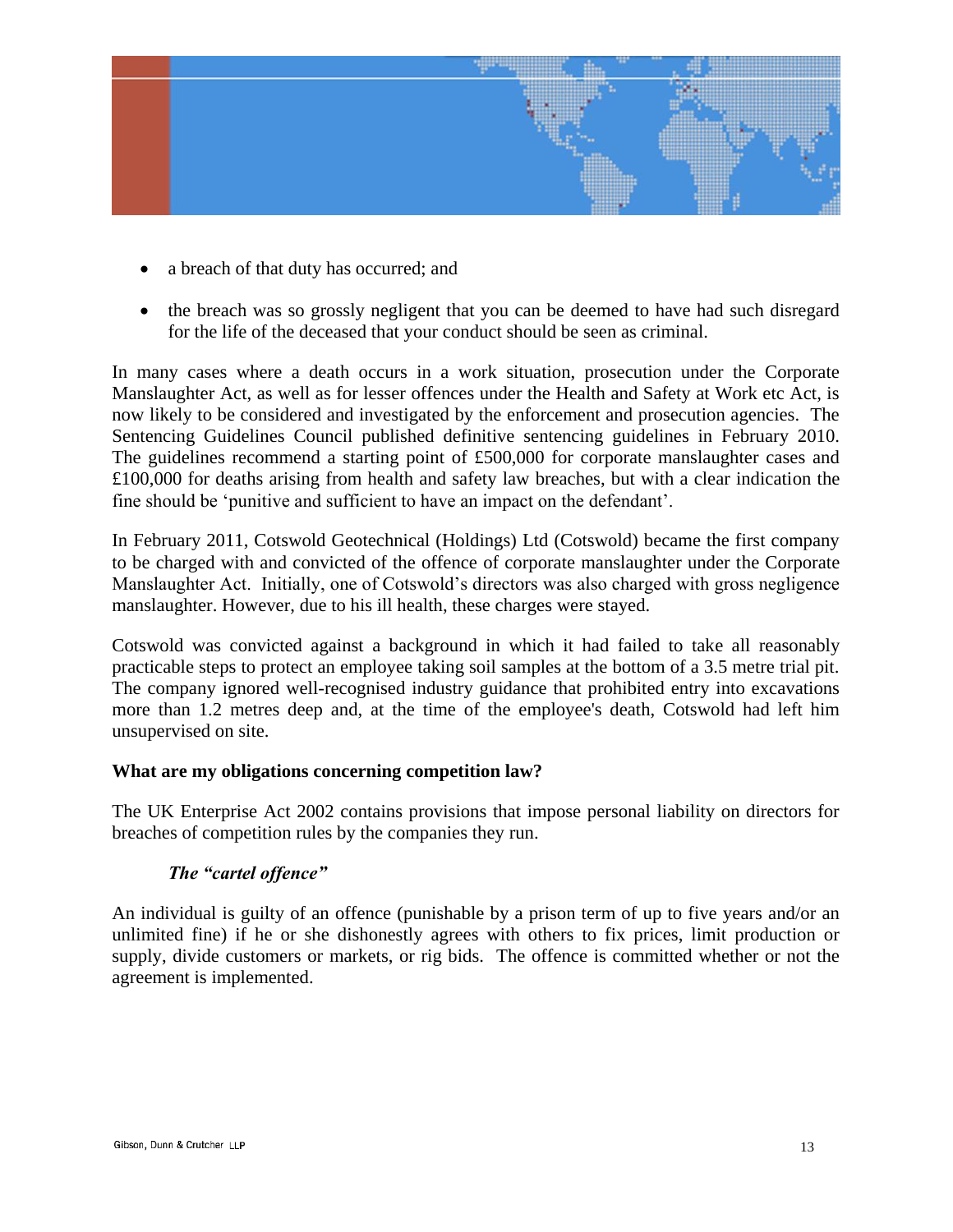- a breach of that duty has occurred; and
- the breach was so grossly negligent that you can be deemed to have had such disregard for the life of the deceased that your conduct should be seen as criminal.

In many cases where a death occurs in a work situation, prosecution under the Corporate Manslaughter Act, as well as for lesser offences under the Health and Safety at Work etc Act, is now likely to be considered and investigated by the enforcement and prosecution agencies. The Sentencing Guidelines Council published definitive sentencing guidelines in February 2010. The guidelines recommend a starting point of £500,000 for corporate manslaughter cases and £100,000 for deaths arising from health and safety law breaches, but with a clear indication the fine should be 'punitive and sufficient to have an impact on the defendant'.

In February 2011, Cotswold Geotechnical (Holdings) Ltd (Cotswold) became the first company to be charged with and convicted of the offence of corporate manslaughter under the Corporate Manslaughter Act. Initially, one of Cotswold's directors was also charged with gross negligence manslaughter. However, due to his ill health, these charges were stayed.

Cotswold was convicted against a background in which it had failed to take all reasonably practicable steps to protect an employee taking soil samples at the bottom of a 3.5 metre trial pit. The company ignored well-recognised industry guidance that prohibited entry into excavations more than 1.2 metres deep and, at the time of the employee's death, Cotswold had left him unsupervised on site.

**What are my obligations concerning competition law?**

The UK Enterprise Act 2002 contains provisions that impose personal liability on directors for breaches of competition rules by the companies they run.

***The "cartel offence"***

An individual is guilty of an offence (punishable by a prison term of up to five years and/or an unlimited fine) if he or she dishonestly agrees with others to fix prices, limit production or supply, divide customers or markets, or rig bids. The offence is committed whether or not the agreement is implemented.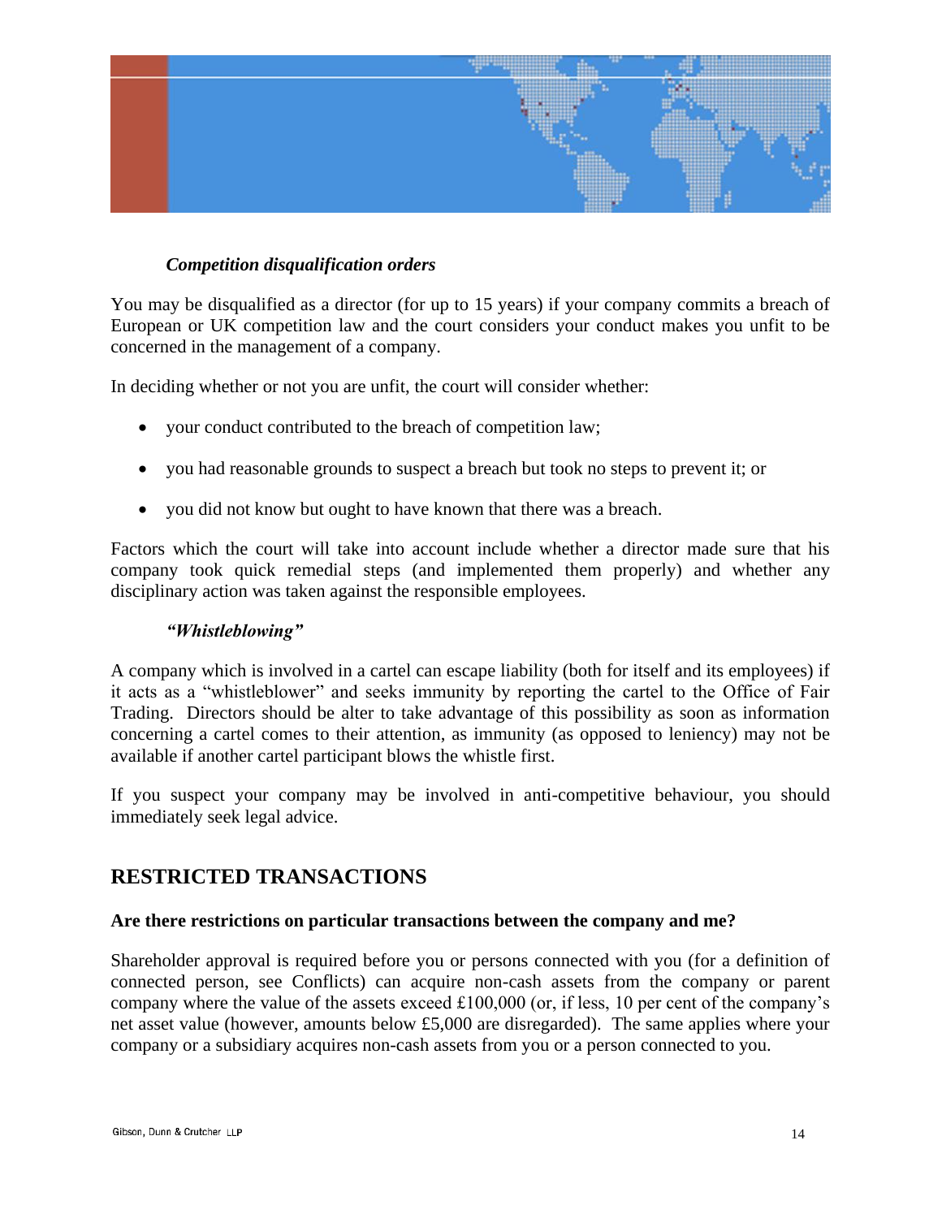*Competition disqualification orders*

You may be disqualified as a director (for up to 15 years) if your company commits a breach of European or UK competition law and the court considers your conduct makes you unfit to be concerned in the management of a company.

In deciding whether or not you are unfit, the court will consider whether:

- your conduct contributed to the breach of competition law;
- you had reasonable grounds to suspect a breach but took no steps to prevent it; or
- you did not know but ought to have known that there was a breach.

Factors which the court will take into account include whether a director made sure that his company took quick remedial steps (and implemented them properly) and whether any disciplinary action was taken against the responsible employees.

*"Whistleblowing"*

A company which is involved in a cartel can escape liability (both for itself and its employees) if it acts as a "whistleblower" and seeks immunity by reporting the cartel to the Office of Fair Trading. Directors should be alter to take advantage of this possibility as soon as information concerning a cartel comes to their attention, as immunity (as opposed to leniency) may not be available if another cartel participant blows the whistle first.

If you suspect your company may be involved in anti-competitive behaviour, you should immediately seek legal advice.

## RESTRICTED TRANSACTIONS

**Are there restrictions on particular transactions between the company and me?**

Shareholder approval is required before you or persons connected with you (for a definition of connected person, see Conflicts) can acquire non-cash assets from the company or parent company where the value of the assets exceed £100,000 (or, if less, 10 per cent of the company's net asset value (however, amounts below £5,000 are disregarded). The same applies where your company or a subsidiary acquires non-cash assets from you or a person connected to you.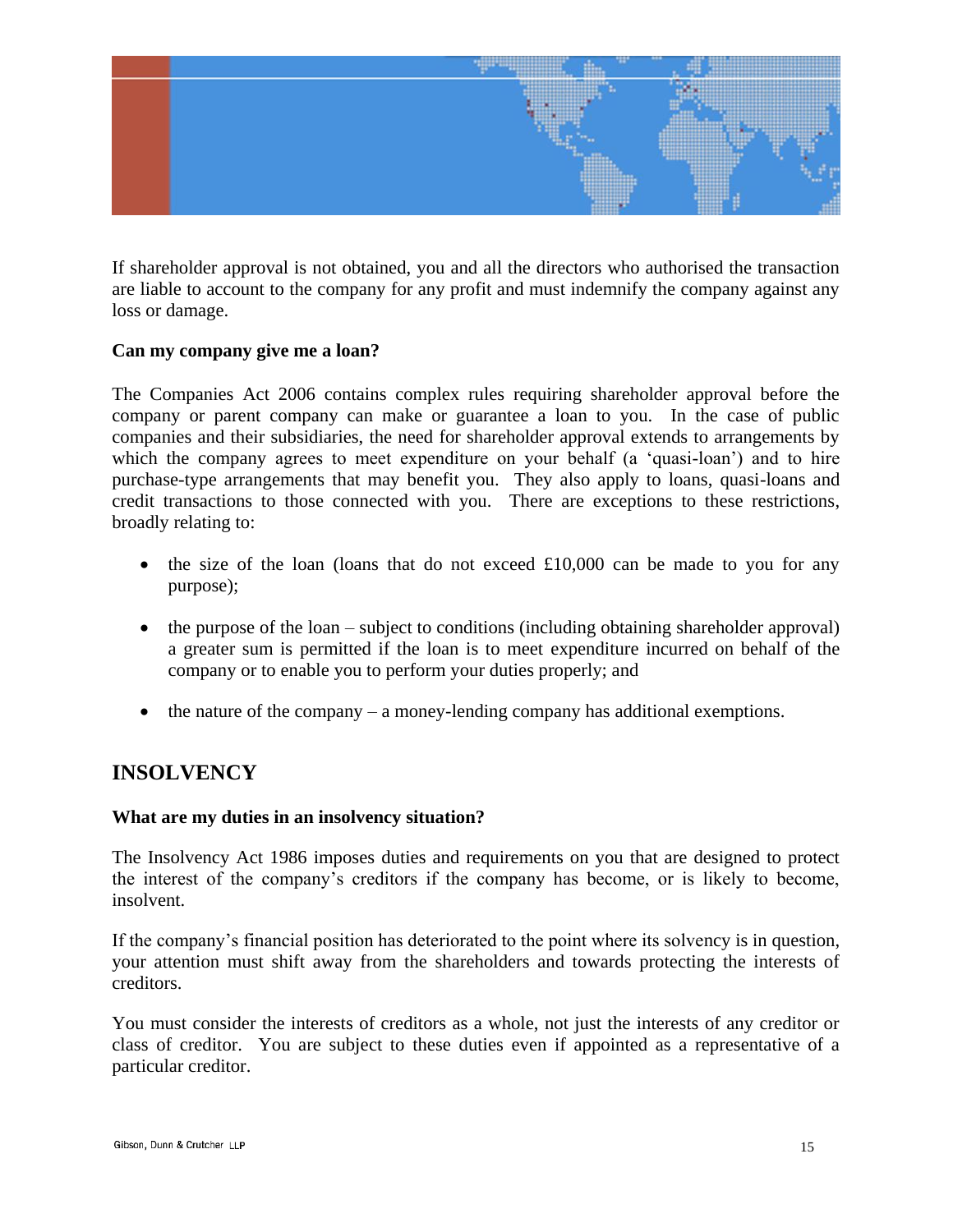If shareholder approval is not obtained, you and all the directors who authorised the transaction are liable to account to the company for any profit and must indemnify the company against any loss or damage.

**Can my company give me a loan?**

The Companies Act 2006 contains complex rules requiring shareholder approval before the company or parent company can make or guarantee a loan to you. In the case of public companies and their subsidiaries, the need for shareholder approval extends to arrangements by which the company agrees to meet expenditure on your behalf (a 'quasi-loan') and to hire purchase-type arrangements that may benefit you. They also apply to loans, quasi-loans and credit transactions to those connected with you. There are exceptions to these restrictions, broadly relating to:

- the size of the loan (loans that do not exceed £10,000 can be made to you for any purpose);
- the purpose of the loan – subject to conditions (including obtaining shareholder approval) a greater sum is permitted if the loan is to meet expenditure incurred on behalf of the company or to enable you to perform your duties properly; and
- the nature of the company – a money-lending company has additional exemptions.

## INSOLVENCY

**What are my duties in an insolvency situation?**

The Insolvency Act 1986 imposes duties and requirements on you that are designed to protect the interest of the company's creditors if the company has become, or is likely to become, insolvent.

If the company's financial position has deteriorated to the point where its solvency is in question, your attention must shift away from the shareholders and towards protecting the interests of creditors.

You must consider the interests of creditors as a whole, not just the interests of any creditor or class of creditor. You are subject to these duties even if appointed as a representative of a particular creditor.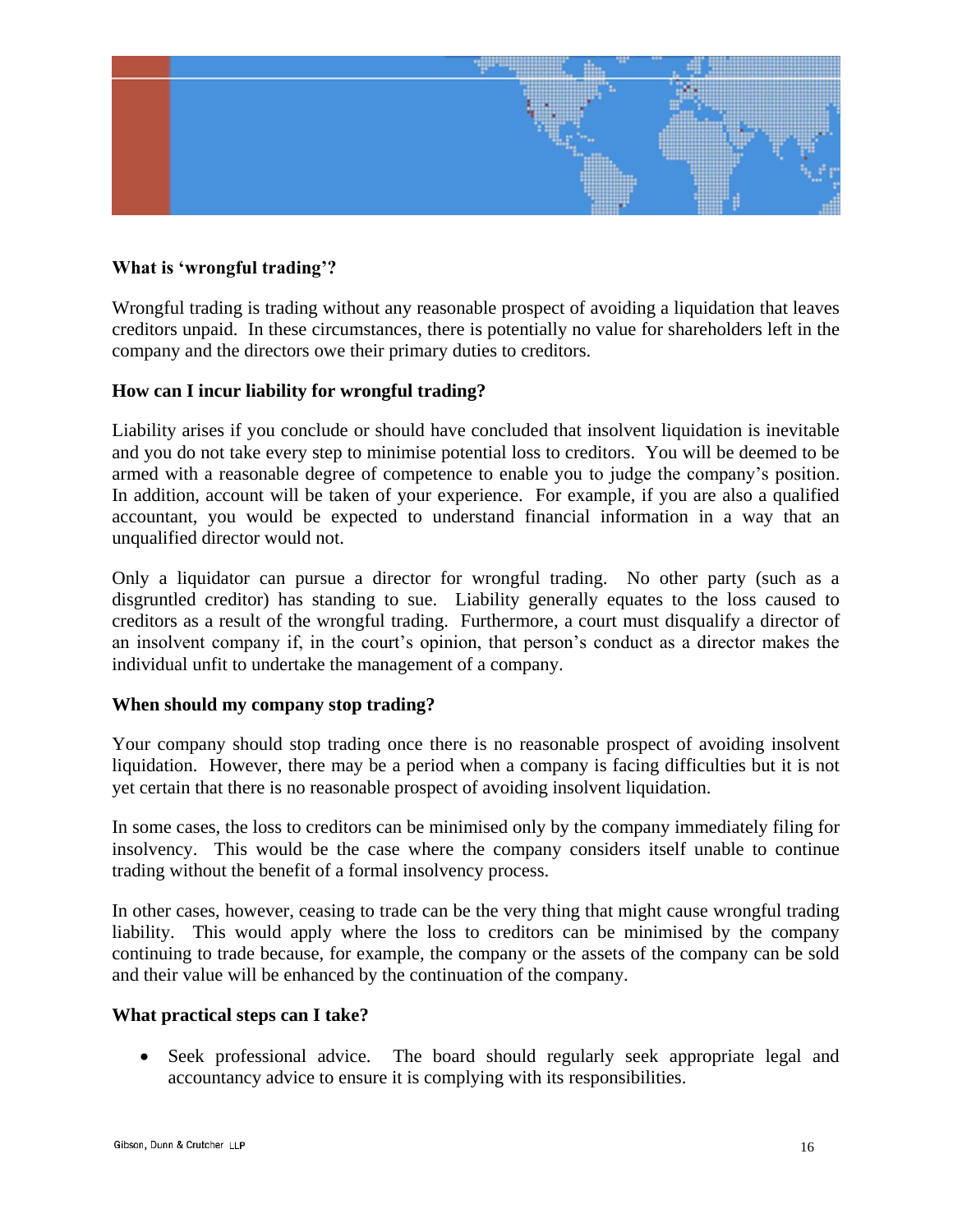### What is 'wrongful trading'?

Wrongful trading is trading without any reasonable prospect of avoiding a liquidation that leaves creditors unpaid. In these circumstances, there is potentially no value for shareholders left in the company and the directors owe their primary duties to creditors.

### How can I incur liability for wrongful trading?

Liability arises if you conclude or should have concluded that insolvent liquidation is inevitable and you do not take every step to minimise potential loss to creditors. You will be deemed to be armed with a reasonable degree of competence to enable you to judge the company's position. In addition, account will be taken of your experience. For example, if you are also a qualified accountant, you would be expected to understand financial information in a way that an unqualified director would not.

Only a liquidator can pursue a director for wrongful trading. No other party (such as a disgruntled creditor) has standing to sue. Liability generally equates to the loss caused to creditors as a result of the wrongful trading. Furthermore, a court must disqualify a director of an insolvent company if, in the court's opinion, that person's conduct as a director makes the individual unfit to undertake the management of a company.

### When should my company stop trading?

Your company should stop trading once there is no reasonable prospect of avoiding insolvent liquidation. However, there may be a period when a company is facing difficulties but it is not yet certain that there is no reasonable prospect of avoiding insolvent liquidation.

In some cases, the loss to creditors can be minimised only by the company immediately filing for insolvency. This would be the case where the company considers itself unable to continue trading without the benefit of a formal insolvency process.

In other cases, however, ceasing to trade can be the very thing that might cause wrongful trading liability. This would apply where the loss to creditors can be minimised by the company continuing to trade because, for example, the company or the assets of the company can be sold and their value will be enhanced by the continuation of the company.

### What practical steps can I take?

- Seek professional advice. The board should regularly seek appropriate legal and accountancy advice to ensure it is complying with its responsibilities.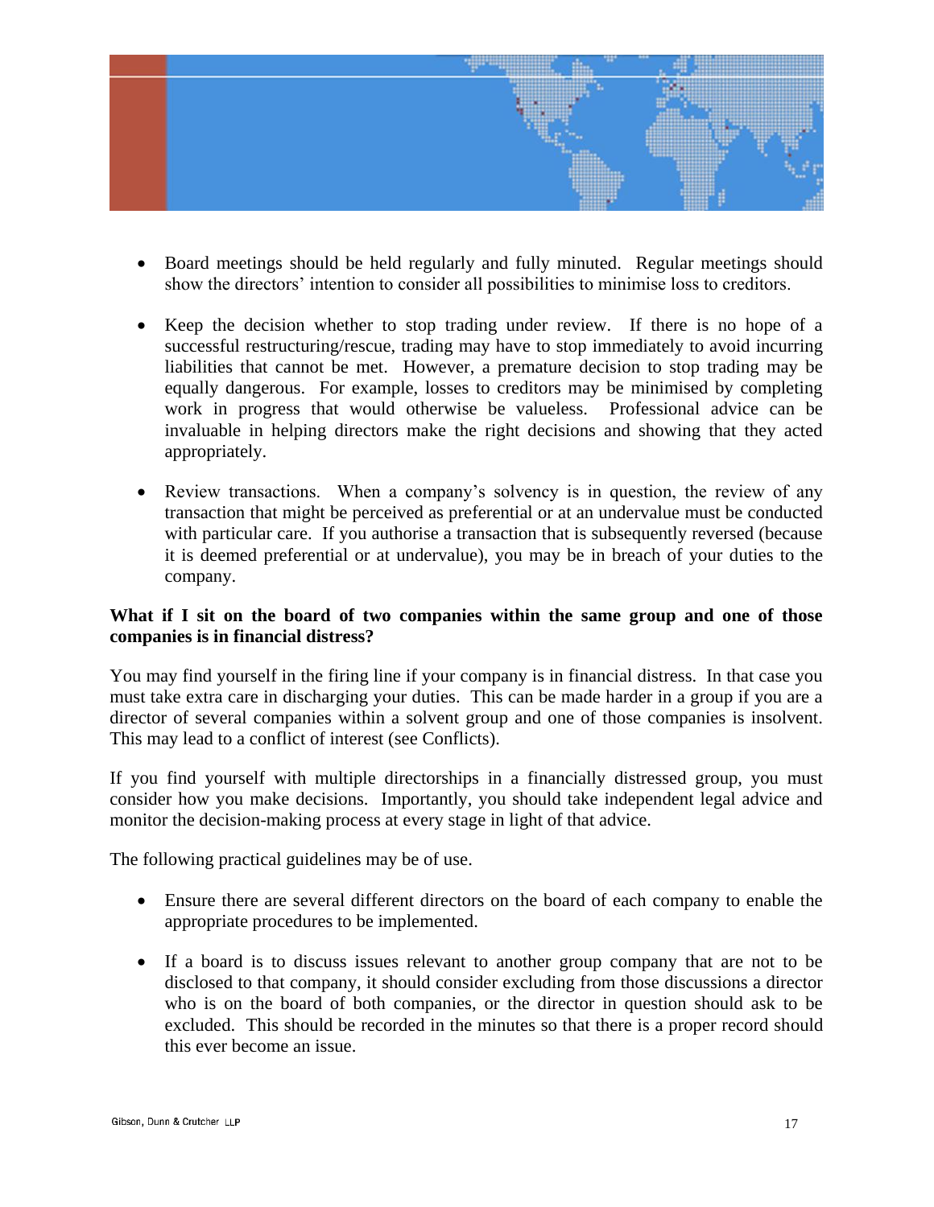- Board meetings should be held regularly and fully minuted. Regular meetings should show the directors' intention to consider all possibilities to minimise loss to creditors.

- Keep the decision whether to stop trading under review. If there is no hope of a successful restructuring/rescue, trading may have to stop immediately to avoid incurring liabilities that cannot be met. However, a premature decision to stop trading may be equally dangerous. For example, losses to creditors may be minimised by completing work in progress that would otherwise be valueless. Professional advice can be invaluable in helping directors make the right decisions and showing that they acted appropriately.

- Review transactions. When a company's solvency is in question, the review of any transaction that might be perceived as preferential or at an undervalue must be conducted with particular care. If you authorise a transaction that is subsequently reversed (because it is deemed preferential or at undervalue), you may be in breach of your duties to the company.

**What if I sit on the board of two companies within the same group and one of those companies is in financial distress?**

You may find yourself in the firing line if your company is in financial distress. In that case you must take extra care in discharging your duties. This can be made harder in a group if you are a director of several companies within a solvent group and one of those companies is insolvent. This may lead to a conflict of interest (see Conflicts).

If you find yourself with multiple directorships in a financially distressed group, you must consider how you make decisions. Importantly, you should take independent legal advice and monitor the decision-making process at every stage in light of that advice.

The following practical guidelines may be of use.

- Ensure there are several different directors on the board of each company to enable the appropriate procedures to be implemented.

- If a board is to discuss issues relevant to another group company that are not to be disclosed to that company, it should consider excluding from those discussions a director who is on the board of both companies, or the director in question should ask to be excluded. This should be recorded in the minutes so that there is a proper record should this ever become an issue.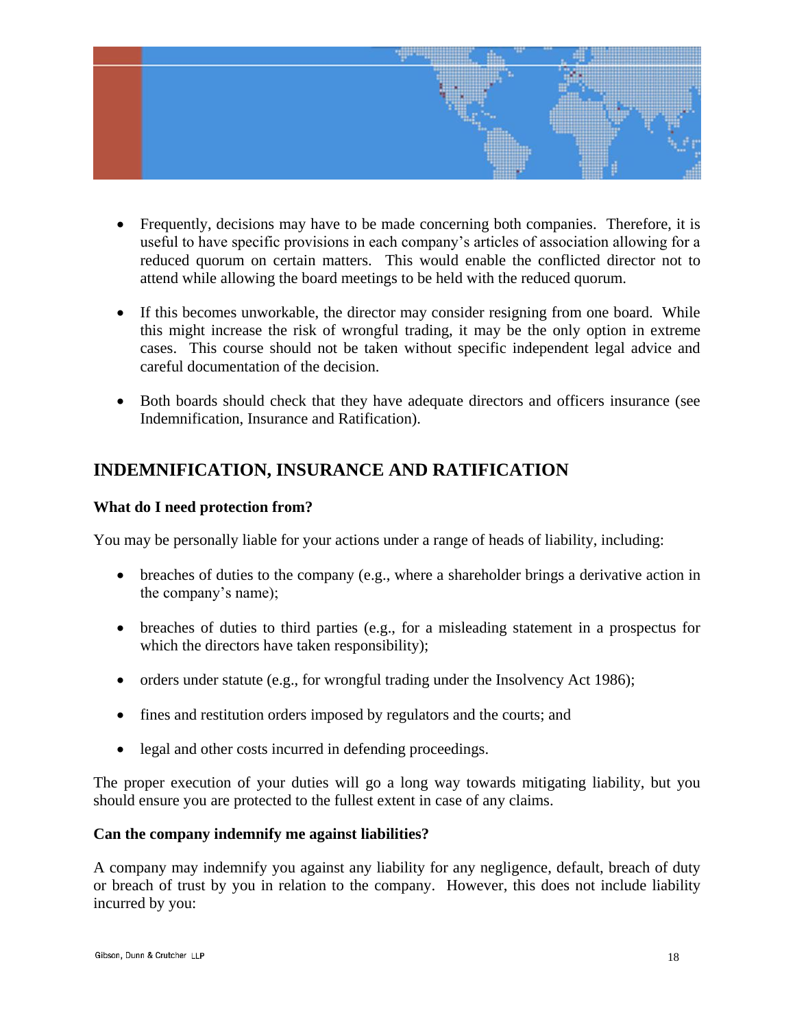- Frequently, decisions may have to be made concerning both companies. Therefore, it is useful to have specific provisions in each company's articles of association allowing for a reduced quorum on certain matters. This would enable the conflicted director not to attend while allowing the board meetings to be held with the reduced quorum.

- If this becomes unworkable, the director may consider resigning from one board. While this might increase the risk of wrongful trading, it may be the only option in extreme cases. This course should not be taken without specific independent legal advice and careful documentation of the decision.

- Both boards should check that they have adequate directors and officers insurance (see Indemnification, Insurance and Ratification).

## INDEMNIFICATION, INSURANCE AND RATIFICATION

### What do I need protection from?

You may be personally liable for your actions under a range of heads of liability, including:

- breaches of duties to the company (e.g., where a shareholder brings a derivative action in the company's name);

- breaches of duties to third parties (e.g., for a misleading statement in a prospectus for which the directors have taken responsibility);

- orders under statute (e.g., for wrongful trading under the Insolvency Act 1986);

- fines and restitution orders imposed by regulators and the courts; and

- legal and other costs incurred in defending proceedings.

The proper execution of your duties will go a long way towards mitigating liability, but you should ensure you are protected to the fullest extent in case of any claims.

### Can the company indemnify me against liabilities?

A company may indemnify you against any liability for any negligence, default, breach of duty or breach of trust by you in relation to the company. However, this does not include liability incurred by you: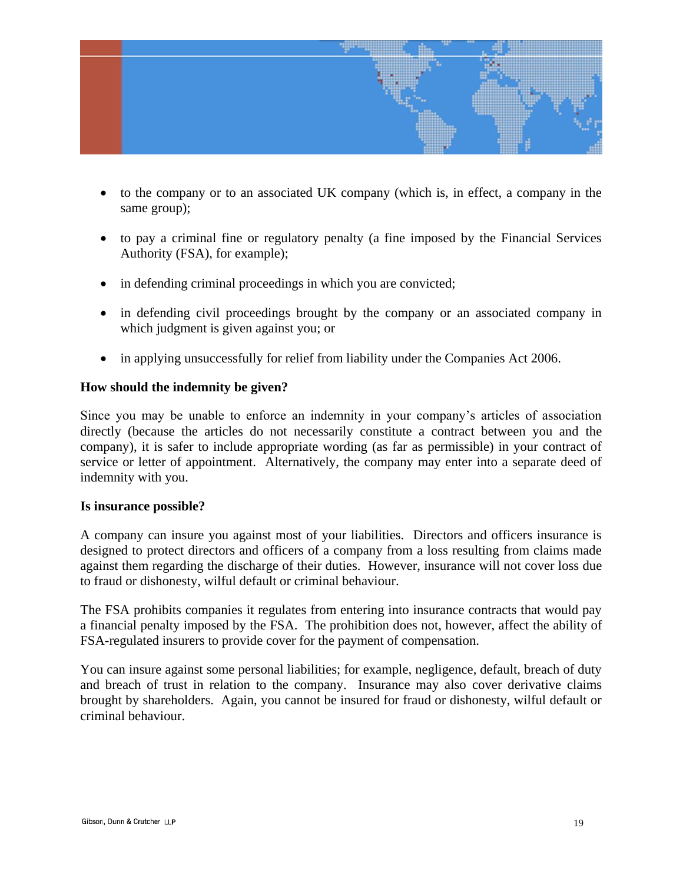- to the company or to an associated UK company (which is, in effect, a company in the same group);
- to pay a criminal fine or regulatory penalty (a fine imposed by the Financial Services Authority (FSA), for example);
- in defending criminal proceedings in which you are convicted;
- in defending civil proceedings brought by the company or an associated company in which judgment is given against you; or
- in applying unsuccessfully for relief from liability under the Companies Act 2006.

**How should the indemnity be given?**

Since you may be unable to enforce an indemnity in your company's articles of association directly (because the articles do not necessarily constitute a contract between you and the company), it is safer to include appropriate wording (as far as permissible) in your contract of service or letter of appointment. Alternatively, the company may enter into a separate deed of indemnity with you.

**Is insurance possible?**

A company can insure you against most of your liabilities. Directors and officers insurance is designed to protect directors and officers of a company from a loss resulting from claims made against them regarding the discharge of their duties. However, insurance will not cover loss due to fraud or dishonesty, wilful default or criminal behaviour.

The FSA prohibits companies it regulates from entering into insurance contracts that would pay a financial penalty imposed by the FSA. The prohibition does not, however, affect the ability of FSA-regulated insurers to provide cover for the payment of compensation.

You can insure against some personal liabilities; for example, negligence, default, breach of duty and breach of trust in relation to the company. Insurance may also cover derivative claims brought by shareholders. Again, you cannot be insured for fraud or dishonesty, wilful default or criminal behaviour.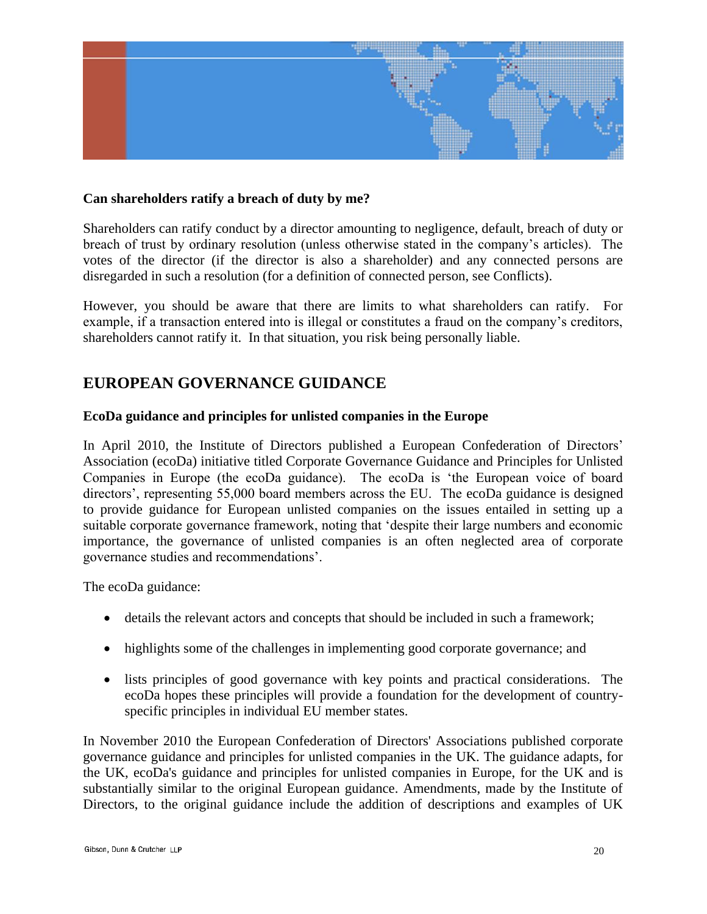**Can shareholders ratify a breach of duty by me?**

Shareholders can ratify conduct by a director amounting to negligence, default, breach of duty or breach of trust by ordinary resolution (unless otherwise stated in the company's articles). The votes of the director (if the director is also a shareholder) and any connected persons are disregarded in such a resolution (for a definition of connected person, see Conflicts).

However, you should be aware that there are limits to what shareholders can ratify. For example, if a transaction entered into is illegal or constitutes a fraud on the company's creditors, shareholders cannot ratify it. In that situation, you risk being personally liable.

## EUROPEAN GOVERNANCE GUIDANCE

**EcoDa guidance and principles for unlisted companies in the Europe**

In April 2010, the Institute of Directors published a European Confederation of Directors' Association (ecoDa) initiative titled Corporate Governance Guidance and Principles for Unlisted Companies in Europe (the ecoDa guidance). The ecoDa is 'the European voice of board directors', representing 55,000 board members across the EU. The ecoDa guidance is designed to provide guidance for European unlisted companies on the issues entailed in setting up a suitable corporate governance framework, noting that 'despite their large numbers and economic importance, the governance of unlisted companies is an often neglected area of corporate governance studies and recommendations'.

The ecoDa guidance:

- details the relevant actors and concepts that should be included in such a framework;
- highlights some of the challenges in implementing good corporate governance; and
- lists principles of good governance with key points and practical considerations. The ecoDa hopes these principles will provide a foundation for the development of country-specific principles in individual EU member states.

In November 2010 the European Confederation of Directors' Associations published corporate governance guidance and principles for unlisted companies in the UK. The guidance adapts, for the UK, ecoDa's guidance and principles for unlisted companies in Europe, for the UK and is substantially similar to the original European guidance. Amendments, made by the Institute of Directors, to the original guidance include the addition of descriptions and examples of UK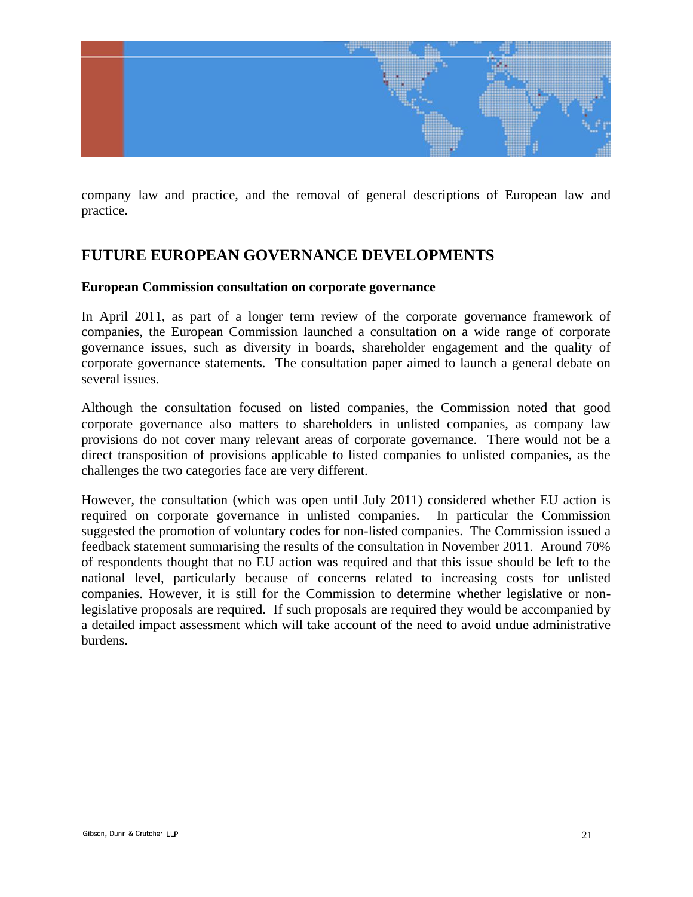company law and practice, and the removal of general descriptions of European law and practice.

## FUTURE EUROPEAN GOVERNANCE DEVELOPMENTS

**European Commission consultation on corporate governance**

In April 2011, as part of a longer term review of the corporate governance framework of companies, the European Commission launched a consultation on a wide range of corporate governance issues, such as diversity in boards, shareholder engagement and the quality of corporate governance statements. The consultation paper aimed to launch a general debate on several issues.

Although the consultation focused on listed companies, the Commission noted that good corporate governance also matters to shareholders in unlisted companies, as company law provisions do not cover many relevant areas of corporate governance. There would not be a direct transposition of provisions applicable to listed companies to unlisted companies, as the challenges the two categories face are very different.

However, the consultation (which was open until July 2011) considered whether EU action is required on corporate governance in unlisted companies. In particular the Commission suggested the promotion of voluntary codes for non-listed companies. The Commission issued a feedback statement summarising the results of the consultation in November 2011. Around 70% of respondents thought that no EU action was required and that this issue should be left to the national level, particularly because of concerns related to increasing costs for unlisted companies. However, it is still for the Commission to determine whether legislative or non-legislative proposals are required. If such proposals are required they would be accompanied by a detailed impact assessment which will take account of the need to avoid undue administrative burdens.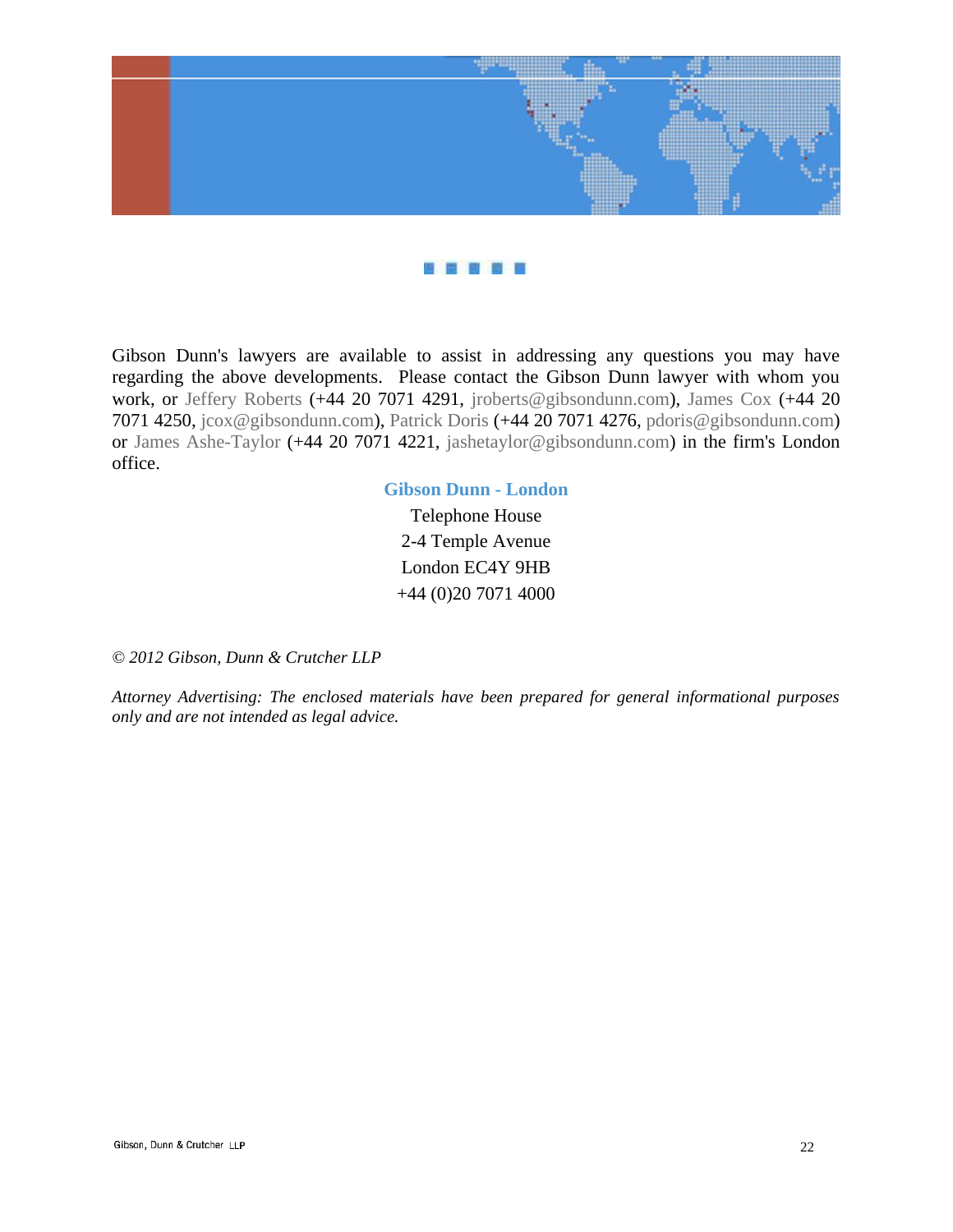Gibson Dunn's lawyers are available to assist in addressing any questions you may have regarding the above developments. Please contact the Gibson Dunn lawyer with whom you work, or Jeffery Roberts (+44 20 7071 4291, jroberts@gibsondunn.com), James Cox (+44 20 7071 4250, jcox@gibsondunn.com), Patrick Doris (+44 20 7071 4276, pdoris@gibsondunn.com) or James Ashe-Taylor (+44 20 7071 4221, jashetaylor@gibsondunn.com) in the firm's London office.

**Gibson Dunn - London**

Telephone House
2-4 Temple Avenue
London EC4Y 9HB
+44 (0)20 7071 4000

*© 2012 Gibson, Dunn & Crutcher LLP*

*Attorney Advertising: The enclosed materials have been prepared for general informational purposes only and are not intended as legal advice.*